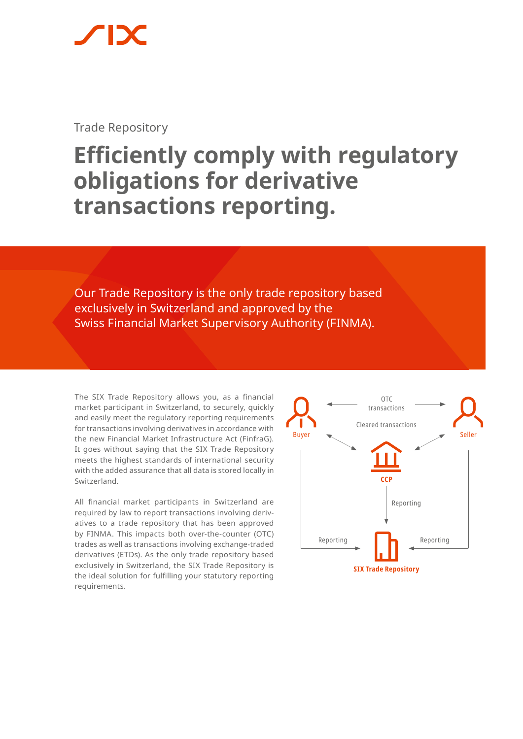Trade Repository

# Efficiently comply with regulatory obligations for derivative transactions reporting.

Our Trade Repository is the only trade repository based exclusively in Switzerland and approved by the Swiss Financial Market Supervisory Authority (FINMA).

The SIX Trade Repository allows you, as a financial market participant in Switzerland, to securely, quickly and easily meet the regulatory reporting requirements for transactions involving derivatives in accordance with the new Financial Market Infrastructure Act (FinfraG). It goes without saying that the SIX Trade Repository meets the highest standards of international security with the added assurance that all data is stored locally in Switzerland.

All financial market participants in Switzerland are required by law to report transactions involving derivatives to a trade repository that has been approved by FINMA. This impacts both over-the-counter (OTC) trades as well as transactions involving exchange-traded derivatives (ETDs). As the only trade repository based exclusively in Switzerland, the SIX Trade Repository is the ideal solution for fulfilling your statutory reporting requirements.

Buyer | OTC transactions | Seller

Cleared transactions

CCP

Reporting

Reporting | Reporting

SIX Trade Repository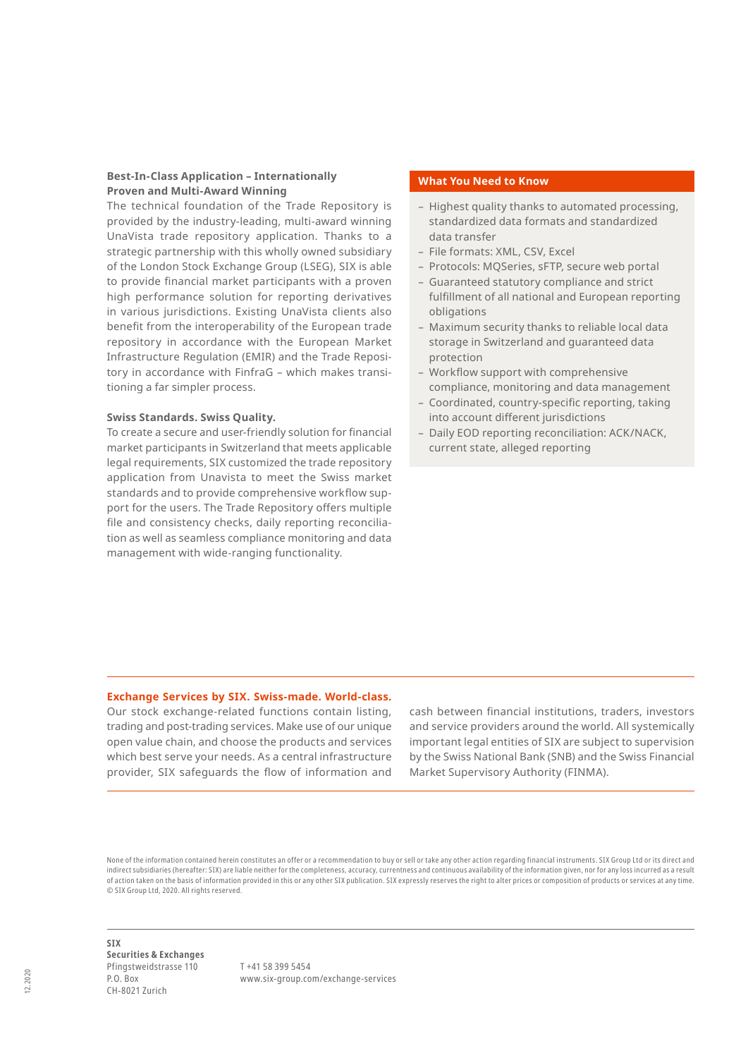**Best-In-Class Application – Internationally Proven and Multi-Award Winning**

The technical foundation of the Trade Repository is provided by the industry-leading, multi-award winning UnaVista trade repository application. Thanks to a strategic partnership with this wholly owned subsidiary of the London Stock Exchange Group (LSEG), SIX is able to provide financial market participants with a proven high performance solution for reporting derivatives in various jurisdictions. Existing UnaVista clients also benefit from the interoperability of the European trade repository in accordance with the European Market Infrastructure Regulation (EMIR) and the Trade Repository in accordance with FinfraG – which makes transitioning a far simpler process.

**Swiss Standards. Swiss Quality.**

To create a secure and user-friendly solution for financial market participants in Switzerland that meets applicable legal requirements, SIX customized the trade repository application from Unavista to meet the Swiss market standards and to provide comprehensive workflow support for the users. The Trade Repository offers multiple file and consistency checks, daily reporting reconciliation as well as seamless compliance monitoring and data management with wide-ranging functionality.

**What You Need to Know**

- Highest quality thanks to automated processing, standardized data formats and standardized data transfer
- File formats: XML, CSV, Excel
- Protocols: MQSeries, sFTP, secure web portal
- Guaranteed statutory compliance and strict fulfillment of all national and European reporting obligations
- Maximum security thanks to reliable local data storage in Switzerland and guaranteed data protection
- Workflow support with comprehensive compliance, monitoring and data management
- Coordinated, country-specific reporting, taking into account different jurisdictions
- Daily EOD reporting reconciliation: ACK/NACK, current state, alleged reporting

**Exchange Services by SIX. Swiss-made. World-class.**

Our stock exchange-related functions contain listing, trading and post-trading services. Make use of our unique open value chain, and choose the products and services which best serve your needs. As a central infrastructure provider, SIX safeguards the flow of information and cash between financial institutions, traders, investors and service providers around the world. All systemically important legal entities of SIX are subject to supervision by the Swiss National Bank (SNB) and the Swiss Financial Market Supervisory Authority (FINMA).

None of the information contained herein constitutes an offer or a recommendation to buy or sell or take any other action regarding financial instruments. SIX Group Ltd or its direct and indirect subsidiaries (hereafter: SIX) are liable neither for the completeness, accuracy, currentness and continuous availability of the information given, nor for any loss incurred as a result of action taken on the basis of information provided in this or any other SIX publication. SIX expressly reserves the right to alter prices or composition of products or services at any time. © SIX Group Ltd, 2020. All rights reserved.

**SIX**
**Securities & Exchanges**
Pfingstweidstrasse 110
P.O. Box
CH-8021 Zurich

T +41 58 399 5454
www.six-group.com/exchange-services

12.2020